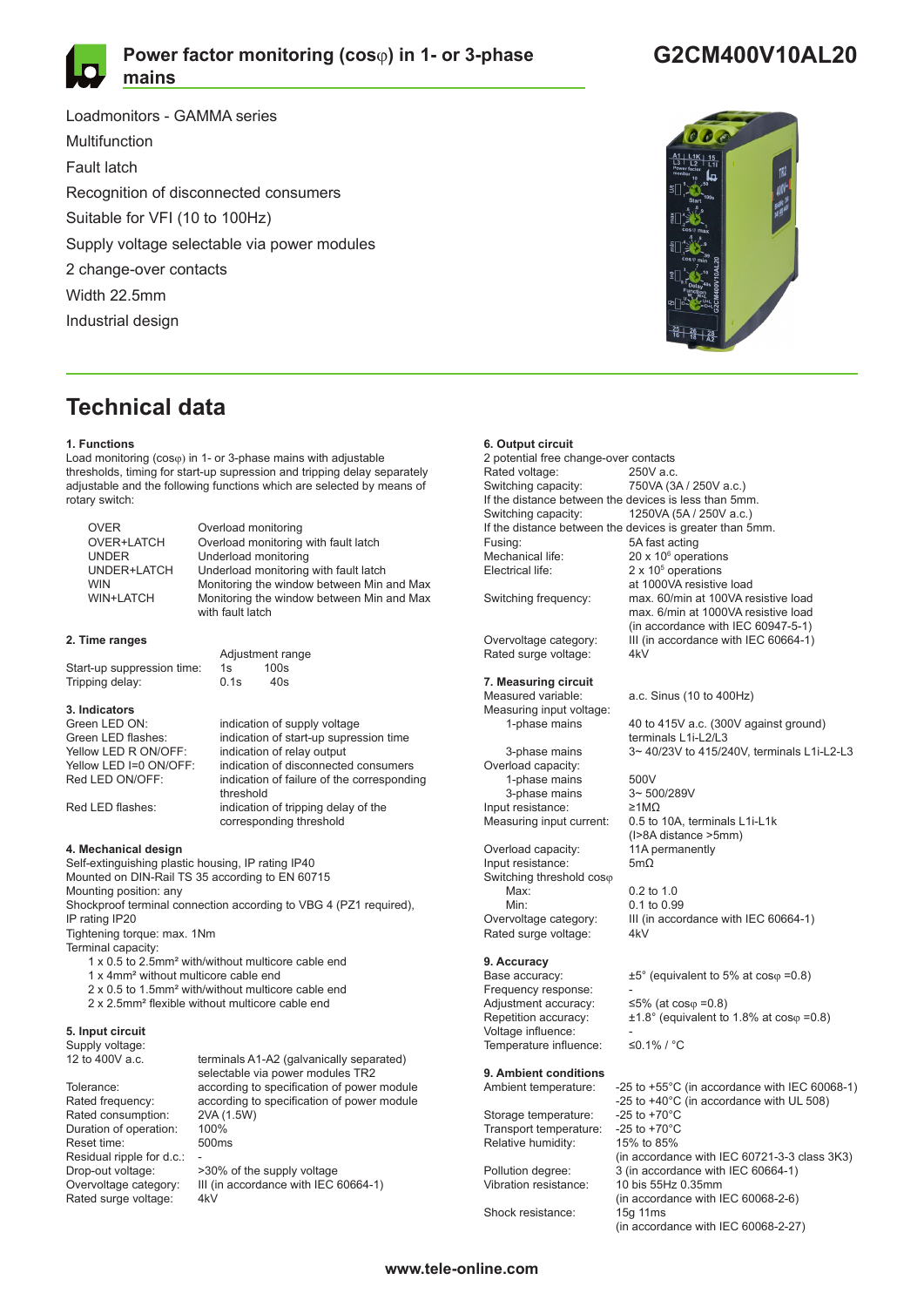# Power factor monitoring (cosφ) in 1- or 3-phase mains

# G2CM400V10AL20

Loadmonitors - GAMMA series
Multifunction
Fault latch
Recognition of disconnected consumers
Suitable for VFI (10 to 100Hz)
Supply voltage selectable via power modules
2 change-over contacts
Width 22.5mm
Industrial design

## Technical data

### 1. Functions

Load monitoring (cosφ) in 1- or 3-phase mains with adjustable thresholds, timing for start-up supression and tripping delay separately adjustable and the following functions which are selected by means of rotary switch:

| | |
|---|---|
| OVER | Overload monitoring |
| OVER+LATCH | Overload monitoring with fault latch |
| UNDER | Underload monitoring |
| UNDER+LATCH | Underload monitoring with fault latch |
| WIN | Monitoring the window between Min and Max |
| WIN+LATCH | Monitoring the window between Min and Max with fault latch |

### 2. Time ranges

| | Adjustment range | |
|---|---|---|
| Start-up suppression time: | 1s | 100s |
| Tripping delay: | 0.1s | 40s |

### 3. Indicators

| | |
|---|---|
| Green LED ON: | indication of supply voltage |
| Green LED flashes: | indication of start-up supression time |
| Yellow LED R ON/OFF: | indication of relay output |
| Yellow LED I=0 ON/OFF: | indication of disconnected consumers |
| Red LED ON/OFF: | indication of failure of the corresponding threshold |
| Red LED flashes: | indication of tripping delay of the corresponding threshold |

### 4. Mechanical design

Self-extinguishing plastic housing, IP rating IP40
Mounted on DIN-Rail TS 35 according to EN 60715
Mounting position: any
Shockproof terminal connection according to VBG 4 (PZ1 required), IP rating IP20
Tightening torque: max. 1Nm
Terminal capacity:
- 1 x 0.5 to 2.5mm² with/without multicore cable end
- 1 x 4mm² without multicore cable end
- 2 x 0.5 to 1.5mm² with/without multicore cable end
- 2 x 2.5mm² flexible without multicore cable end

### 5. Input circuit

| | |
|---|---|
| Supply voltage: | |
| 12 to 400V a.c. | terminals A1-A2 (galvanically separated) selectable via power modules TR2 |
| Tolerance: | according to specification of power module |
| Rated frequency: | according to specification of power module |
| Rated consumption: | 2VA (1.5W) |
| Duration of operation: | 100% |
| Reset time: | 500ms |
| Residual ripple for d.c.: | - |
| Drop-out voltage: | >30% of the supply voltage |
| Overvoltage category: | III (in accordance with IEC 60664-1) |
| Rated surge voltage: | 4kV |

### 6. Output circuit

2 potential free change-over contacts

| | |
|---|---|
| Rated voltage: | 250V a.c. |
| Switching capacity: | 750VA (3A / 250V a.c.) |

If the distance between the devices is less than 5mm.

| | |
|---|---|
| Switching capacity: | 1250VA (5A / 250V a.c.) |

If the distance between the devices is greater than 5mm.

| | |
|---|---|
| Fusing: | 5A fast acting |
| Mechanical life: | 20 x $10^6$ operations |
| Electrical life: | 2 x $10^5$ operations at 1000VA resistive load |
| Switching frequency: | max. 60/min at 100VA resistive load<br>max. 6/min at 1000VA resistive load<br>(in accordance with IEC 60947-5-1) |
| Overvoltage category: | III (in accordance with IEC 60664-1) |
| Rated surge voltage: | 4kV |

### 7. Measuring circuit

| | |
|---|---|
| Measured variable: | a.c. Sinus (10 to 400Hz) |
| Measuring input voltage: | |
| 1-phase mains | 40 to 415V a.c. (300V against ground) terminals L1i-L2/L3 |
| 3-phase mains | 3~ 40/23V to 415/240V, terminals L1i-L2-L3 |
| Overload capacity: | |
| 1-phase mains | 500V |
| 3-phase mains | 3~ 500/289V |
| Input resistance: | ≥1MΩ |
| Measuring input current: | 0.5 to 10A, terminals L1i-L1k (I>8A distance >5mm) |
| Overload capacity: | 11A permanently |
| Input resistance: | 5mΩ |
| Switching threshold cosφ | |
| Max: | 0.2 to 1.0 |
| Min: | 0.1 to 0.99 |
| Overvoltage category: | III (in accordance with IEC 60664-1) |
| Rated surge voltage: | 4kV |

### 9. Accuracy

| | |
|---|---|
| Base accuracy: | ±5° (equivalent to 5% at cosφ =0.8) |
| Frequency response: | - |
| Adjustment accuracy: | ≤5% (at cosφ =0.8) |
| Repetition accuracy: | ±1.8° (equivalent to 1.8% at cosφ =0.8) |
| Voltage influence: | - |
| Temperature influence: | ≤0.1% / °C |

### 9. Ambient conditions

| | |
|---|---|
| Ambient temperature: | -25 to +55°C (in accordance with IEC 60068-1)<br>-25 to +40°C (in accordance with UL 508) |
| Storage temperature: | -25 to +70°C |
| Transport temperature: | -25 to +70°C |
| Relative humidity: | 15% to 85% (in accordance with IEC 60721-3-3 class 3K3) |
| Pollution degree: | 3 (in accordance with IEC 60664-1) |
| Vibration resistance: | 10 bis 55Hz 0.35mm (in accordance with IEC 60068-2-6) |
| Shock resistance: | 15g 11ms (in accordance with IEC 60068-2-27) |

www.tele-online.com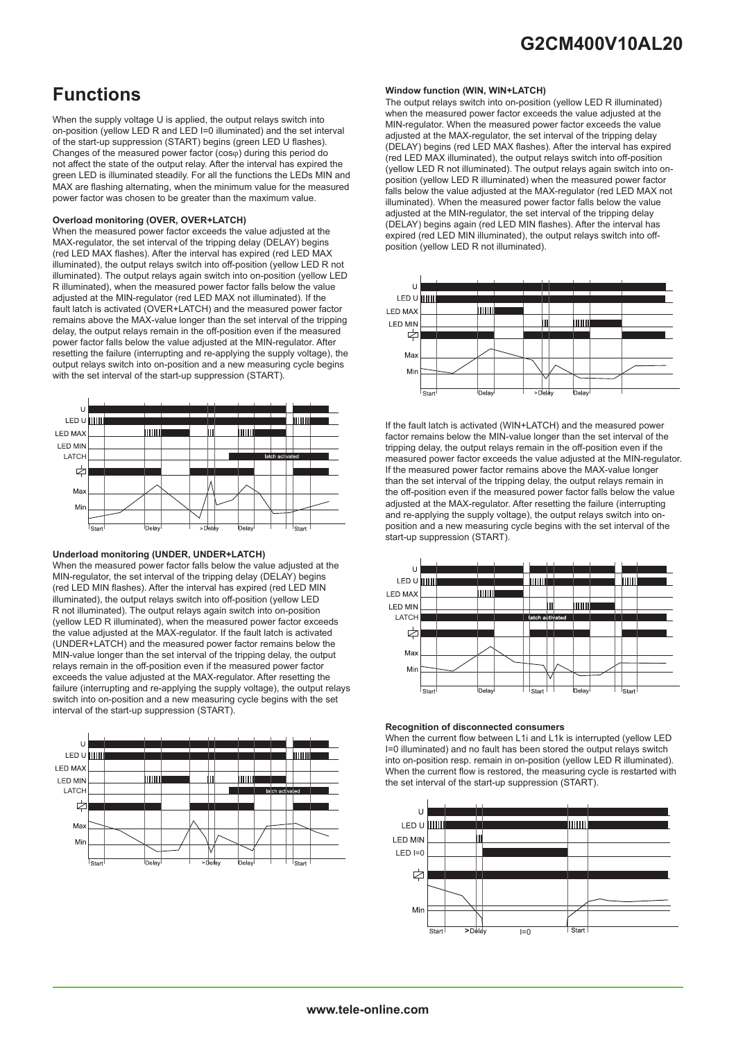# Functions

When the supply voltage U is applied, the output relays switch into on-position (yellow LED R and LED I=0 illuminated) and the set interval of the start-up suppression (START) begins (green LED U flashes). Changes of the measured power factor (cosφ) during this period do not affect the state of the output relay. After the interval has expired the green LED is illuminated steadily. For all the functions the LEDs MIN and MAX are flashing alternating, when the minimum value for the measured power factor was chosen to be greater than the maximum value.

#### Overload monitoring (OVER, OVER+LATCH)

When the measured power factor exceeds the value adjusted at the MAX-regulator, the set interval of the tripping delay (DELAY) begins (red LED MAX flashes). After the interval has expired (red LED MAX illuminated), the output relays switch into off-position (yellow LED R not illuminated). The output relays again switch into on-position (yellow LED R illuminated), when the measured power factor falls below the value adjusted at the MIN-regulator (red LED MAX not illuminated). If the fault latch is activated (OVER+LATCH) and the measured power factor remains above the MAX-value longer than the set interval of the tripping delay, the output relays remain in the off-position even if the measured power factor falls below the value adjusted at the MIN-regulator. After resetting the failure (interrupting and re-applying the supply voltage), the output relays switch into on-position and a new measuring cycle begins with the set interval of the start-up suppression (START).

#### Underload monitoring (UNDER, UNDER+LATCH)

When the measured power factor falls below the value adjusted at the MIN-regulator, the set interval of the tripping delay (DELAY) begins (red LED MIN flashes). After the interval has expired (red LED MIN illuminated), the output relays switch into off-position (yellow LED R not illuminated). The output relays again switch into on-position (yellow LED R illuminated), when the measured power factor exceeds the value adjusted at the MAX-regulator. If the fault latch is activated (UNDER+LATCH) and the measured power factor remains below the MIN-value longer than the set interval of the tripping delay, the output relays remain in the off-position even if the measured power factor exceeds the value adjusted at the MAX-regulator. After resetting the failure (interrupting and re-applying the supply voltage), the output relays switch into on-position and a new measuring cycle begins with the set interval of the start-up suppression (START).

#### Window function (WIN, WIN+LATCH)

The output relays switch into on-position (yellow LED R illuminated) when the measured power factor exceeds the value adjusted at the MIN-regulator. When the measured power factor exceeds the value adjusted at the MAX-regulator, the set interval of the tripping delay (DELAY) begins (red LED MAX flashes). After the interval has expired (red LED MAX illuminated), the output relays switch into off-position (yellow LED R not illuminated). The output relays again switch into on-position (yellow LED R illuminated) when the measured power factor falls below the value adjusted at the MAX-regulator (red LED MAX not illuminated). When the measured power factor falls below the value adjusted at the MIN-regulator, the set interval of the tripping delay (DELAY) begins again (red LED MIN flashes). After the interval has expired (red LED MIN illuminated), the output relays switch into off-position (yellow LED R not illuminated).

If the fault latch is activated (WIN+LATCH) and the measured power factor remains below the MIN-value longer than the set interval of the tripping delay, the output relays remain in the off-position even if the measured power factor exceeds the value adjusted at the MIN-regulator. If the measured power factor remains above the MAX-value longer than the set interval of the tripping delay, the output relays remain in the off-position even if the measured power factor falls below the value adjusted at the MAX-regulator. After resetting the failure (interrupting and re-applying the supply voltage), the output relays switch into on-position and a new measuring cycle begins with the set interval of the start-up suppression (START).

#### Recognition of disconnected consumers

When the current flow between L1i and L1k is interrupted (yellow LED I=0 illuminated) and no fault has been stored the output relays switch into on-position resp. remain in on-position (yellow LED R illuminated). When the current flow is restored, the measuring cycle is restarted with the set interval of the start-up suppression (START).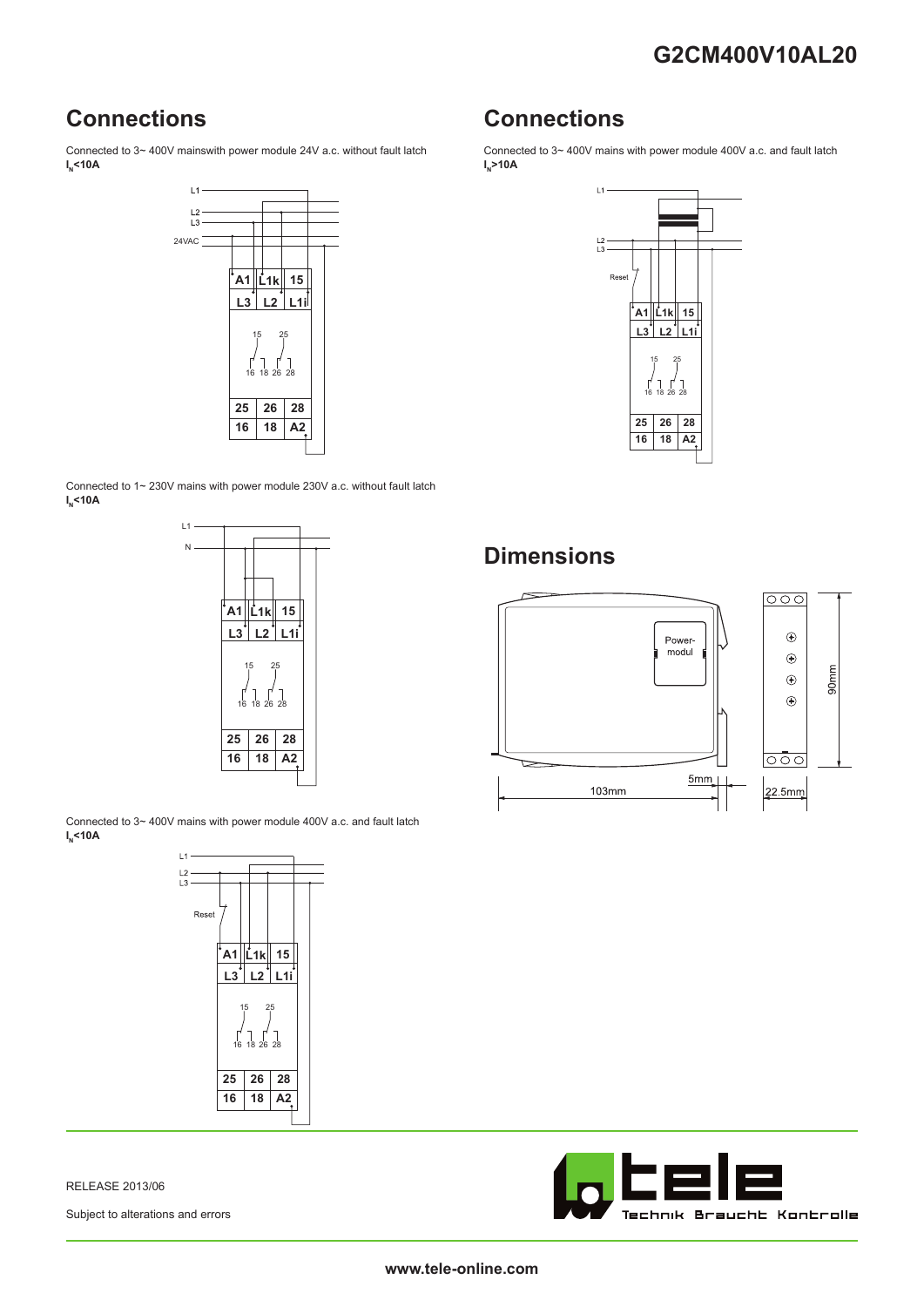## Connections

Connected to 3~ 400V mainswith power module 24V a.c. without fault latch
**$I_N$<10A**

L1
L2
L3
24VAC

A1 L1k 15
L3 L2 L1i
15 25
16 18 26 28
25 26 28
16 18 A2

Connected to 1~ 230V mains with power module 230V a.c. without fault latch
**$I_N$<10A**

L1
N

A1 L1k 15
L3 L2 L1i
15 25
16 18 26 28
25 26 28
16 18 A2

Connected to 3~ 400V mains with power module 400V a.c. and fault latch
**$I_N$<10A**

L1
L2
L3
Reset

A1 L1k 15
L3 L2 L1i
15 25
16 18 26 28
25 26 28
16 18 A2

## Connections

Connected to 3~ 400V mains with power module 400V a.c. and fault latch
**$I_N$>10A**

L1
L2
L3
Reset

A1 L1k 15
L3 L2 L1i
15 25
16 18 26 28
25 26 28
16 18 A2

## Dimensions

Power-
modul

103mm
5mm
22.5mm
90mm

RELEASE 2013/06

Subject to alterations and errors

www.tele-online.com